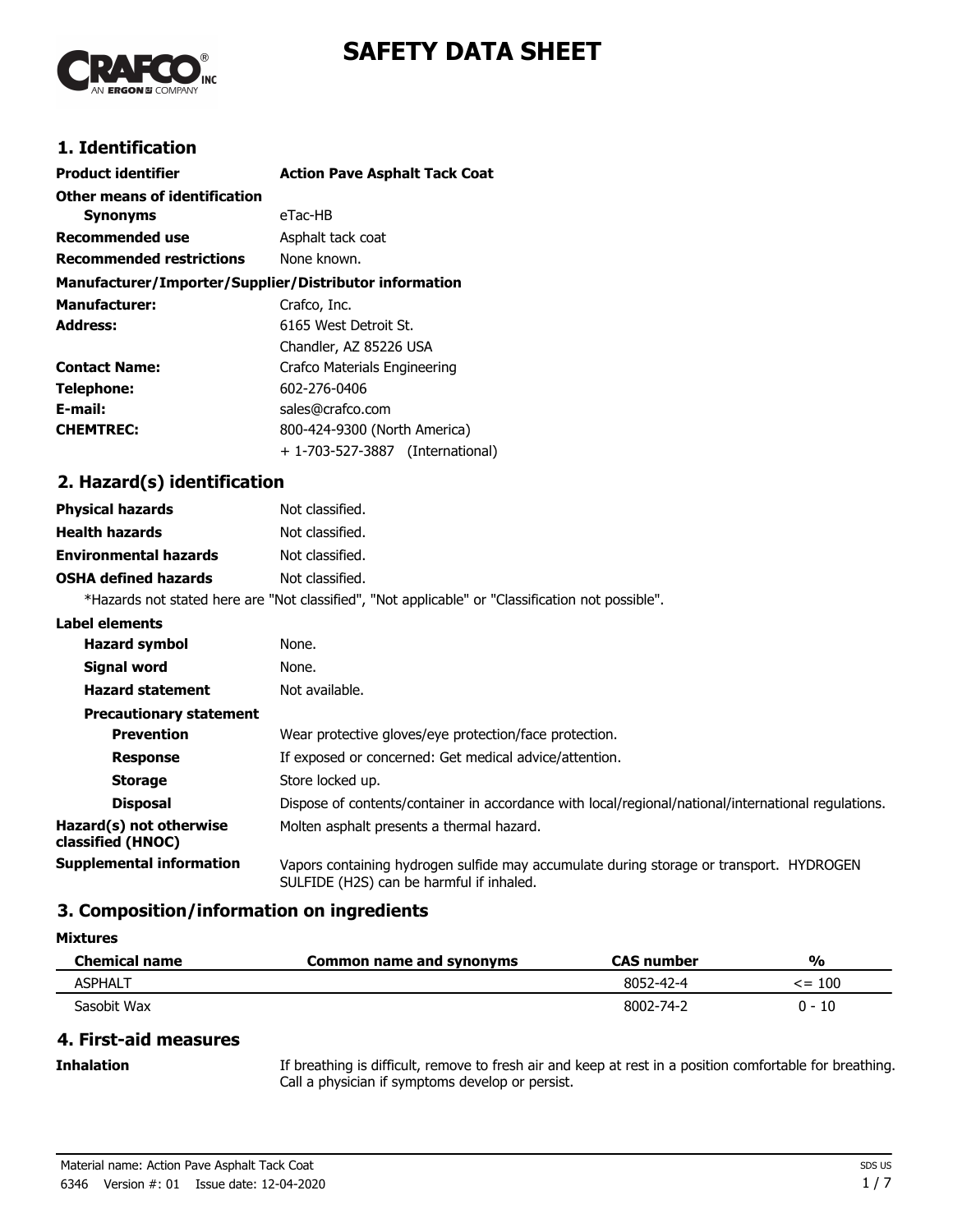# SAFETY DATA SHEET

## 1. Identification

**Product identifier** **Action Pave Asphalt Tack Coat**

**Other means of identification**

**Synonyms** eTac-HB

**Recommended use** Asphalt tack coat

**Recommended restrictions** None known.

**Manufacturer/Importer/Supplier/Distributor information**

**Manufacturer:** Crafco, Inc.

**Address:** 6165 West Detroit St.
Chandler, AZ 85226 USA

**Contact Name:** Crafco Materials Engineering

**Telephone:** 602-276-0406

**E-mail:** sales@crafco.com

**CHEMTREC:** 800-424-9300 (North America)
+ 1-703-527-3887 (International)

## 2. Hazard(s) identification

**Physical hazards** Not classified.

**Health hazards** Not classified.

**Environmental hazards** Not classified.

**OSHA defined hazards** Not classified.

*Hazards not stated here are "Not classified", "Not applicable" or "Classification not possible".

**Label elements**

**Hazard symbol** None.

**Signal word** None.

**Hazard statement** Not available.

**Precautionary statement**

**Prevention** Wear protective gloves/eye protection/face protection.

**Response** If exposed or concerned: Get medical advice/attention.

**Storage** Store locked up.

**Disposal** Dispose of contents/container in accordance with local/regional/national/international regulations.

**Hazard(s) not otherwise classified (HNOC)** Molten asphalt presents a thermal hazard.

**Supplemental information** Vapors containing hydrogen sulfide may accumulate during storage or transport. HYDROGEN SULFIDE (H2S) can be harmful if inhaled.

## 3. Composition/information on ingredients

**Mixtures**

| Chemical name | Common name and synonyms | CAS number | % |
|---|---|---|---|
| ASPHALT | | 8052-42-4 | <= 100 |
| Sasobit Wax | | 8002-74-2 | 0 - 10 |

## 4. First-aid measures

**Inhalation** If breathing is difficult, remove to fresh air and keep at rest in a position comfortable for breathing. Call a physician if symptoms develop or persist.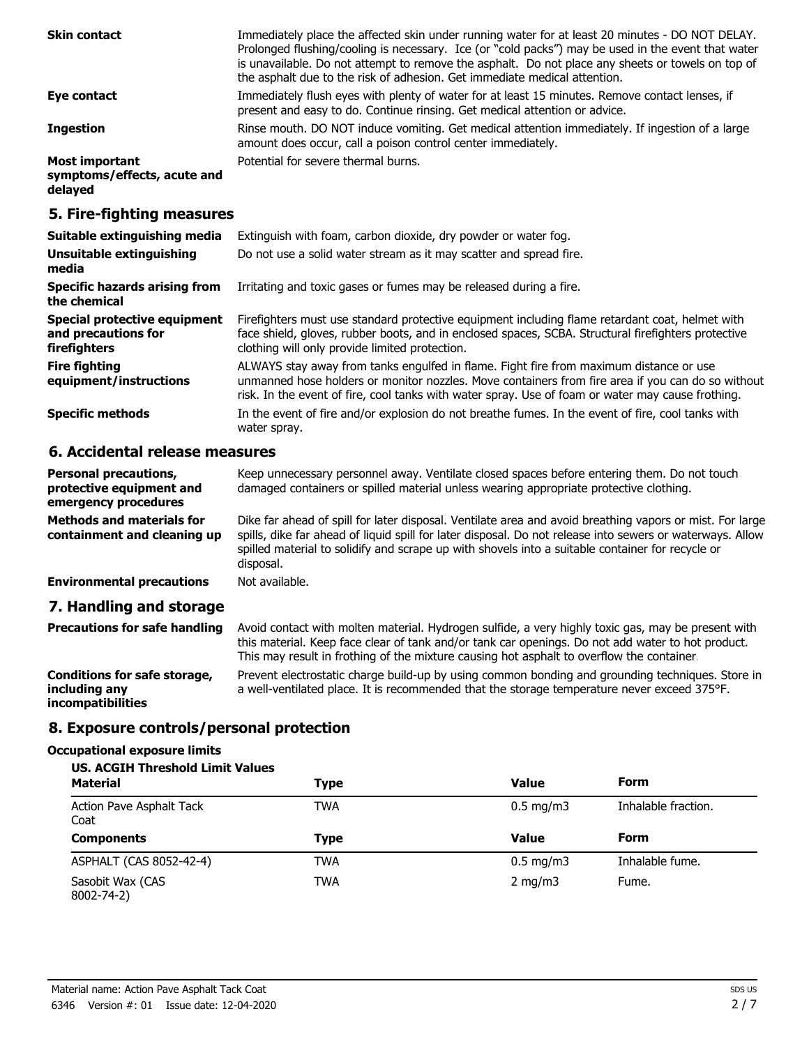**Skin contact**
Immediately place the affected skin under running water for at least 20 minutes - DO NOT DELAY. Prolonged flushing/cooling is necessary. Ice (or "cold packs") may be used in the event that water is unavailable. Do not attempt to remove the asphalt. Do not place any sheets or towels on top of the asphalt due to the risk of adhesion. Get immediate medical attention.

**Eye contact**
Immediately flush eyes with plenty of water for at least 15 minutes. Remove contact lenses, if present and easy to do. Continue rinsing. Get medical attention or advice.

**Ingestion**
Rinse mouth. DO NOT induce vomiting. Get medical attention immediately. If ingestion of a large amount does occur, call a poison control center immediately.

**Most important symptoms/effects, acute and delayed**
Potential for severe thermal burns.

## 5. Fire-fighting measures

**Suitable extinguishing media**
Extinguish with foam, carbon dioxide, dry powder or water fog.

**Unsuitable extinguishing media**
Do not use a solid water stream as it may scatter and spread fire.

**Specific hazards arising from the chemical**
Irritating and toxic gases or fumes may be released during a fire.

**Special protective equipment and precautions for firefighters**
Firefighters must use standard protective equipment including flame retardant coat, helmet with face shield, gloves, rubber boots, and in enclosed spaces, SCBA. Structural firefighters protective clothing will only provide limited protection.

**Fire fighting equipment/instructions**
ALWAYS stay away from tanks engulfed in flame. Fight fire from maximum distance or use unmanned hose holders or monitor nozzles. Move containers from fire area if you can do so without risk. In the event of fire, cool tanks with water spray. Use of foam or water may cause frothing.

**Specific methods**
In the event of fire and/or explosion do not breathe fumes. In the event of fire, cool tanks with water spray.

## 6. Accidental release measures

**Personal precautions, protective equipment and emergency procedures**
Keep unnecessary personnel away. Ventilate closed spaces before entering them. Do not touch damaged containers or spilled material unless wearing appropriate protective clothing.

**Methods and materials for containment and cleaning up**
Dike far ahead of spill for later disposal. Ventilate area and avoid breathing vapors or mist. For large spills, dike far ahead of liquid spill for later disposal. Do not release into sewers or waterways. Allow spilled material to solidify and scrape up with shovels into a suitable container for recycle or disposal.

**Environmental precautions**
Not available.

## 7. Handling and storage

**Precautions for safe handling**
Avoid contact with molten material. Hydrogen sulfide, a very highly toxic gas, may be present with this material. Keep face clear of tank and/or tank car openings. Do not add water to hot product. This may result in frothing of the mixture causing hot asphalt to overflow the container.

**Conditions for safe storage, including any incompatibilities**
Prevent electrostatic charge build-up by using common bonding and grounding techniques. Store in a well-ventilated place. It is recommended that the storage temperature never exceed 375°F.

## 8. Exposure controls/personal protection

**Occupational exposure limits**

**US. ACGIH Threshold Limit Values**

| Material | Type | Value | Form |
|---|---|---|---|
| Action Pave Asphalt Tack Coat | TWA | 0.5 mg/m3 | Inhalable fraction. |
| **Components** | **Type** | **Value** | **Form** |
| ASPHALT (CAS 8052-42-4) | TWA | 0.5 mg/m3 | Inhalable fume. |
| Sasobit Wax (CAS 8002-74-2) | TWA | 2 mg/m3 | Fume. |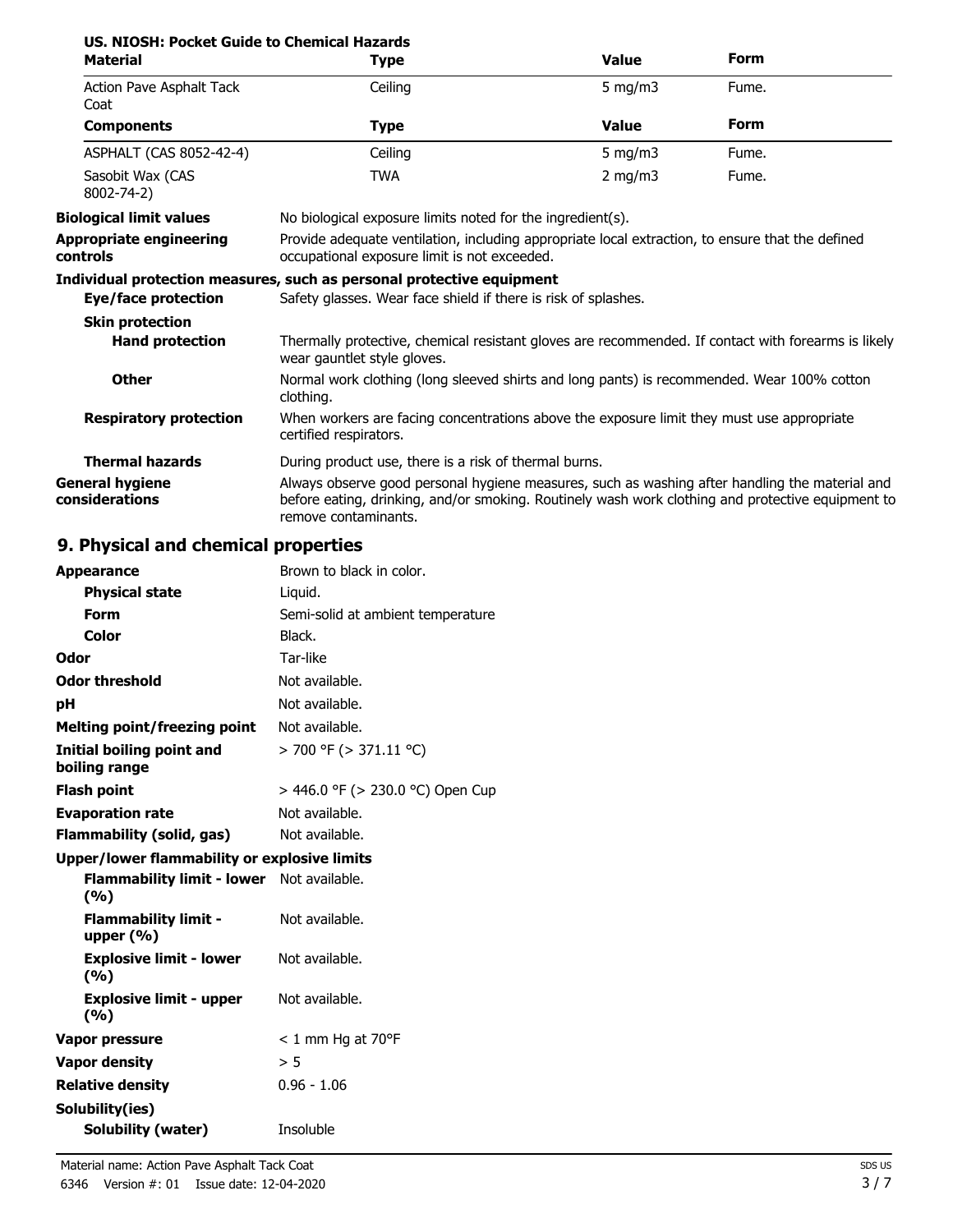**US. NIOSH: Pocket Guide to Chemical Hazards**

| Material | Type | Value | Form |
|---|---|---|---|
| Action Pave Asphalt Tack Coat | Ceiling | 5 mg/m3 | Fume. |
| **Components** | **Type** | **Value** | **Form** |
| ASPHALT (CAS 8052-42-4) | Ceiling | 5 mg/m3 | Fume. |
| Sasobit Wax (CAS 8002-74-2) | TWA | 2 mg/m3 | Fume. |

**Biological limit values** No biological exposure limits noted for the ingredient(s).

**Appropriate engineering controls** Provide adequate ventilation, including appropriate local extraction, to ensure that the defined occupational exposure limit is not exceeded.

**Individual protection measures, such as personal protective equipment**

**Eye/face protection** Safety glasses. Wear face shield if there is risk of splashes.

**Skin protection**

**Hand protection** Thermally protective, chemical resistant gloves are recommended. If contact with forearms is likely wear gauntlet style gloves.

**Other** Normal work clothing (long sleeved shirts and long pants) is recommended. Wear 100% cotton clothing.

**Respiratory protection** When workers are facing concentrations above the exposure limit they must use appropriate certified respirators.

**Thermal hazards** During product use, there is a risk of thermal burns.

**General hygiene considerations** Always observe good personal hygiene measures, such as washing after handling the material and before eating, drinking, and/or smoking. Routinely wash work clothing and protective equipment to remove contaminants.

## 9. Physical and chemical properties

**Appearance** Brown to black in color.

**Physical state** Liquid.

**Form** Semi-solid at ambient temperature

**Color** Black.

**Odor** Tar-like

**Odor threshold** Not available.

**pH** Not available.

**Melting point/freezing point** Not available.

**Initial boiling point and boiling range** > 700 °F (> 371.11 °C)

**Flash point** > 446.0 °F (> 230.0 °C) Open Cup

**Evaporation rate** Not available.

**Flammability (solid, gas)** Not available.

**Upper/lower flammability or explosive limits**

**Flammability limit - lower (%)** Not available.

**Flammability limit - upper (%)** Not available.

**Explosive limit - lower (%)** Not available.

**Explosive limit - upper (%)** Not available.

**Vapor pressure** < 1 mm Hg at 70°F

**Vapor density** > 5

**Relative density** 0.96 - 1.06

**Solubility(ies)**

**Solubility (water)** Insoluble

Material name: Action Pave Asphalt Tack Coat

6346 Version #: 01 Issue date: 12-04-2020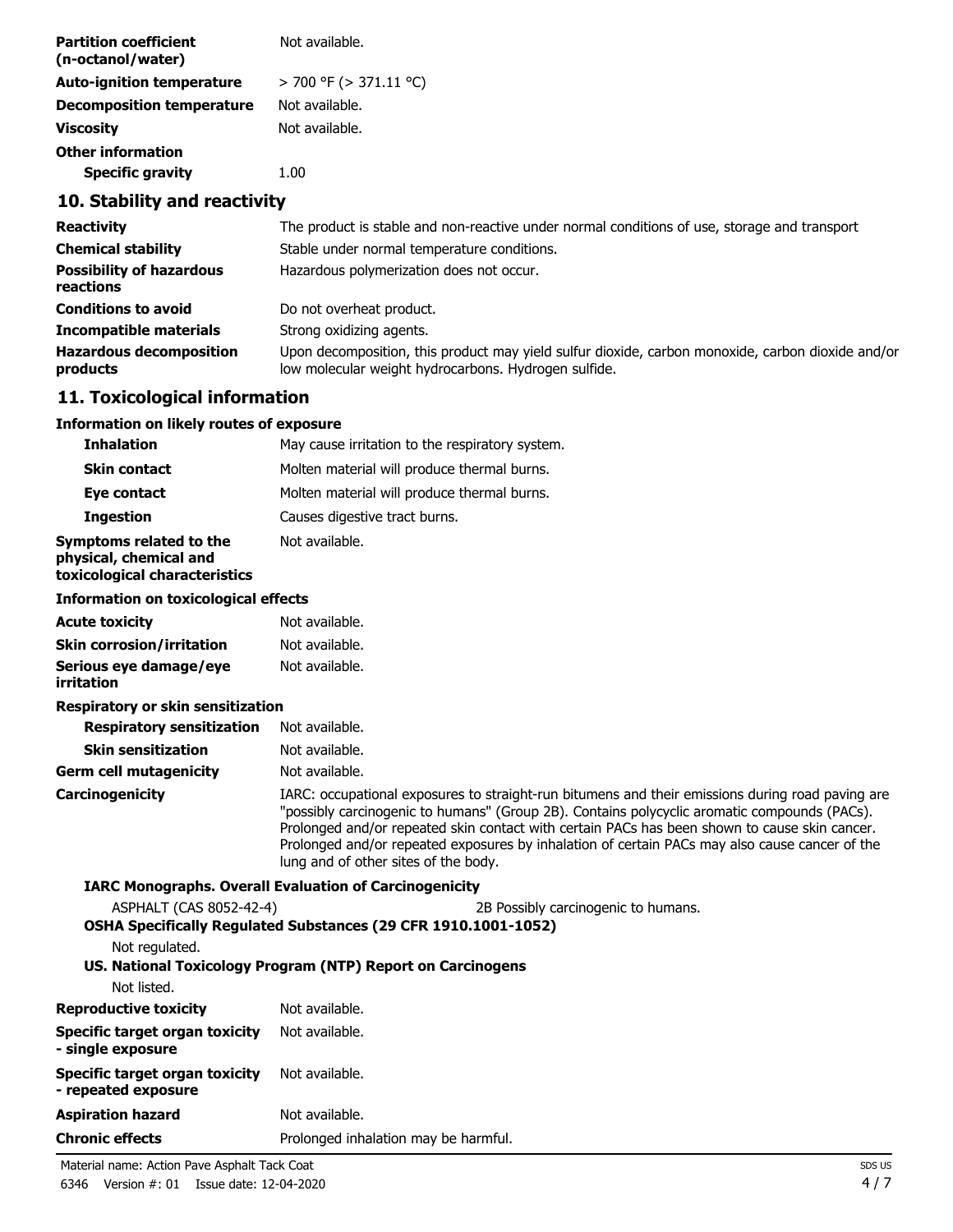| | |
|---|---|
| **Partition coefficient (n-octanol/water)** | Not available. |
| **Auto-ignition temperature** | > 700 °F (> 371.11 °C) |
| **Decomposition temperature** | Not available. |
| **Viscosity** | Not available. |
| **Other information** | |
| **Specific gravity** | 1.00 |

## 10. Stability and reactivity

| | |
|---|---|
| **Reactivity** | The product is stable and non-reactive under normal conditions of use, storage and transport |
| **Chemical stability** | Stable under normal temperature conditions. |
| **Possibility of hazardous reactions** | Hazardous polymerization does not occur. |
| **Conditions to avoid** | Do not overheat product. |
| **Incompatible materials** | Strong oxidizing agents. |
| **Hazardous decomposition products** | Upon decomposition, this product may yield sulfur dioxide, carbon monoxide, carbon dioxide and/or low molecular weight hydrocarbons. Hydrogen sulfide. |

## 11. Toxicological information

**Information on likely routes of exposure**

| | |
|---|---|
| **Inhalation** | May cause irritation to the respiratory system. |
| **Skin contact** | Molten material will produce thermal burns. |
| **Eye contact** | Molten material will produce thermal burns. |
| **Ingestion** | Causes digestive tract burns. |
| **Symptoms related to the physical, chemical and toxicological characteristics** | Not available. |

**Information on toxicological effects**

| | |
|---|---|
| **Acute toxicity** | Not available. |
| **Skin corrosion/irritation** | Not available. |
| **Serious eye damage/eye irritation** | Not available. |

**Respiratory or skin sensitization**

| | |
|---|---|
| **Respiratory sensitization** | Not available. |
| **Skin sensitization** | Not available. |
| **Germ cell mutagenicity** | Not available. |
| **Carcinogenicity** | IARC: occupational exposures to straight-run bitumens and their emissions during road paving are "possibly carcinogenic to humans" (Group 2B). Contains polycyclic aromatic compounds (PACs). Prolonged and/or repeated skin contact with certain PACs has been shown to cause skin cancer. Prolonged and/or repeated exposures by inhalation of certain PACs may also cause cancer of the lung and of other sites of the body. |

**IARC Monographs. Overall Evaluation of Carcinogenicity**

ASPHALT (CAS 8052-42-4) 2B Possibly carcinogenic to humans.

**OSHA Specifically Regulated Substances (29 CFR 1910.1001-1052)**

Not regulated.

**US. National Toxicology Program (NTP) Report on Carcinogens**

Not listed.

| | |
|---|---|
| **Reproductive toxicity** | Not available. |
| **Specific target organ toxicity - single exposure** | Not available. |
| **Specific target organ toxicity - repeated exposure** | Not available. |
| **Aspiration hazard** | Not available. |
| **Chronic effects** | Prolonged inhalation may be harmful. |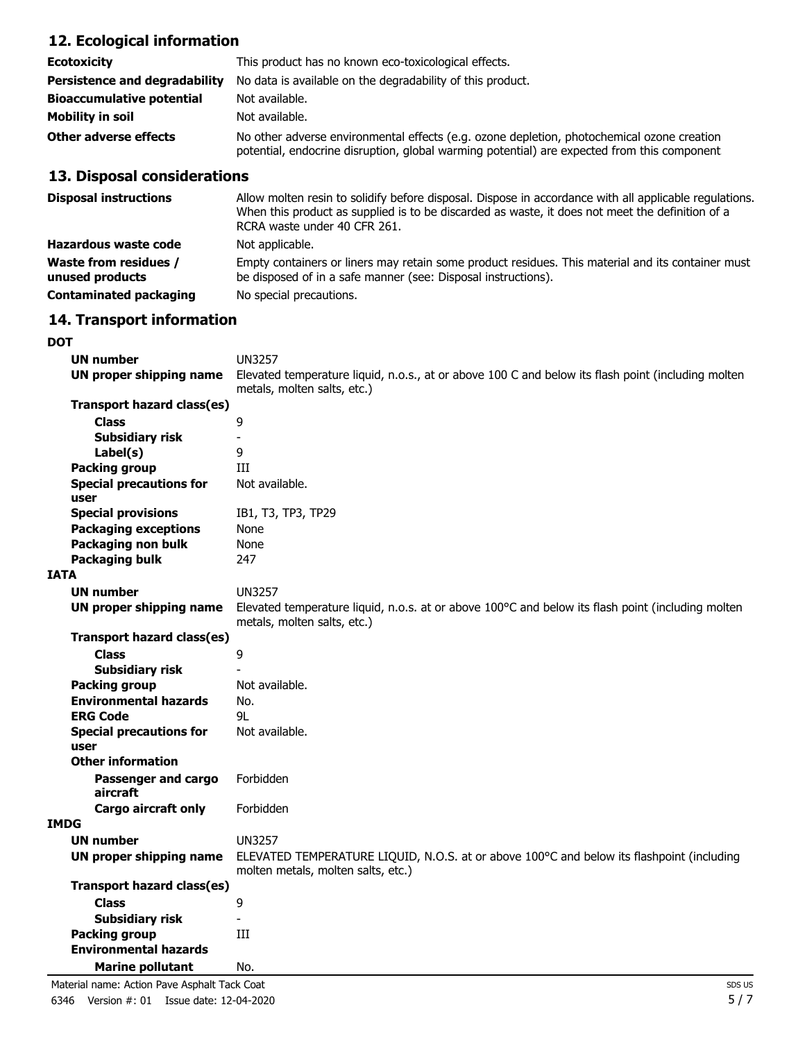## 12. Ecological information

| | |
|---|---|
| **Ecotoxicity** | This product has no known eco-toxicological effects. |
| **Persistence and degradability** | No data is available on the degradability of this product. |
| **Bioaccumulative potential** | Not available. |
| **Mobility in soil** | Not available. |
| **Other adverse effects** | No other adverse environmental effects (e.g. ozone depletion, photochemical ozone creation potential, endocrine disruption, global warming potential) are expected from this component |

## 13. Disposal considerations

| | |
|---|---|
| **Disposal instructions** | Allow molten resin to solidify before disposal. Dispose in accordance with all applicable regulations. When this product as supplied is to be discarded as waste, it does not meet the definition of a RCRA waste under 40 CFR 261. |
| **Hazardous waste code** | Not applicable. |
| **Waste from residues / unused products** | Empty containers or liners may retain some product residues. This material and its container must be disposed of in a safe manner (see: Disposal instructions). |
| **Contaminated packaging** | No special precautions. |

## 14. Transport information

**DOT**

| | |
|---|---|
| **UN number** | UN3257 |
| **UN proper shipping name** | Elevated temperature liquid, n.o.s., at or above 100 C and below its flash point (including molten metals, molten salts, etc.) |
| **Transport hazard class(es)** | |
| **Class** | 9 |
| **Subsidiary risk** | - |
| **Label(s)** | 9 |
| **Packing group** | III |
| **Special precautions for user** | Not available. |
| **Special provisions** | IB1, T3, TP3, TP29 |
| **Packaging exceptions** | None |
| **Packaging non bulk** | None |
| **Packaging bulk** | 247 |

**IATA**

| | |
|---|---|
| **UN number** | UN3257 |
| **UN proper shipping name** | Elevated temperature liquid, n.o.s. at or above 100°C and below its flash point (including molten metals, molten salts, etc.) |
| **Transport hazard class(es)** | |
| **Class** | 9 |
| **Subsidiary risk** | - |
| **Packing group** | Not available. |
| **Environmental hazards** | No. |
| **ERG Code** | 9L |
| **Special precautions for user** | Not available. |
| **Other information** | |
| **Passenger and cargo aircraft** | Forbidden |
| **Cargo aircraft only** | Forbidden |

**IMDG**

| | |
|---|---|
| **UN number** | UN3257 |
| **UN proper shipping name** | ELEVATED TEMPERATURE LIQUID, N.O.S. at or above 100°C and below its flashpoint (including molten metals, molten salts, etc.) |
| **Transport hazard class(es)** | |
| **Class** | 9 |
| **Subsidiary risk** | - |
| **Packing group** | III |
| **Environmental hazards** | |
| **Marine pollutant** | No. |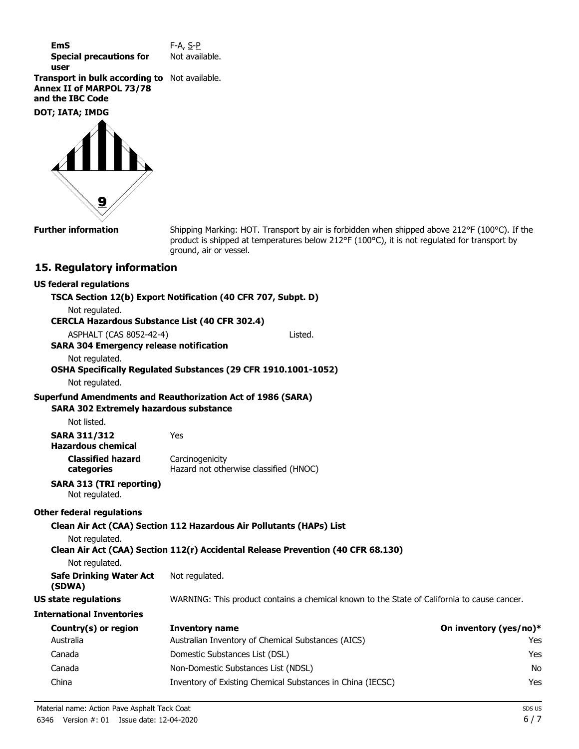**EmS** F-A, S-P

**Special precautions for user** Not available.

**Transport in bulk according to Annex II of MARPOL 73/78 and the IBC Code** Not available.

**DOT; IATA; IMDG**

**Further information** Shipping Marking: HOT. Transport by air is forbidden when shipped above 212°F (100°C). If the product is shipped at temperatures below 212°F (100°C), it is not regulated for transport by ground, air or vessel.

## 15. Regulatory information

### US federal regulations

**TSCA Section 12(b) Export Notification (40 CFR 707, Subpt. D)**

Not regulated.

**CERCLA Hazardous Substance List (40 CFR 302.4)**

ASPHALT (CAS 8052-42-4) Listed.

**SARA 304 Emergency release notification**

Not regulated.

**OSHA Specifically Regulated Substances (29 CFR 1910.1001-1052)**

Not regulated.

**Superfund Amendments and Reauthorization Act of 1986 (SARA)**

**SARA 302 Extremely hazardous substance**

Not listed.

**SARA 311/312 Hazardous chemical** Yes

**Classified hazard categories** Carcinogenicity
Hazard not otherwise classified (HNOC)

**SARA 313 (TRI reporting)**

Not regulated.

### Other federal regulations

**Clean Air Act (CAA) Section 112 Hazardous Air Pollutants (HAPs) List**

Not regulated.

**Clean Air Act (CAA) Section 112(r) Accidental Release Prevention (40 CFR 68.130)**

Not regulated.

**Safe Drinking Water Act (SDWA)** Not regulated.

**US state regulations** WARNING: This product contains a chemical known to the State of California to cause cancer.

**International Inventories**

| Country(s) or region | Inventory name | On inventory (yes/no)* |
|---|---|---|
| Australia | Australian Inventory of Chemical Substances (AICS) | Yes |
| Canada | Domestic Substances List (DSL) | Yes |
| Canada | Non-Domestic Substances List (NDSL) | No |
| China | Inventory of Existing Chemical Substances in China (IECSC) | Yes |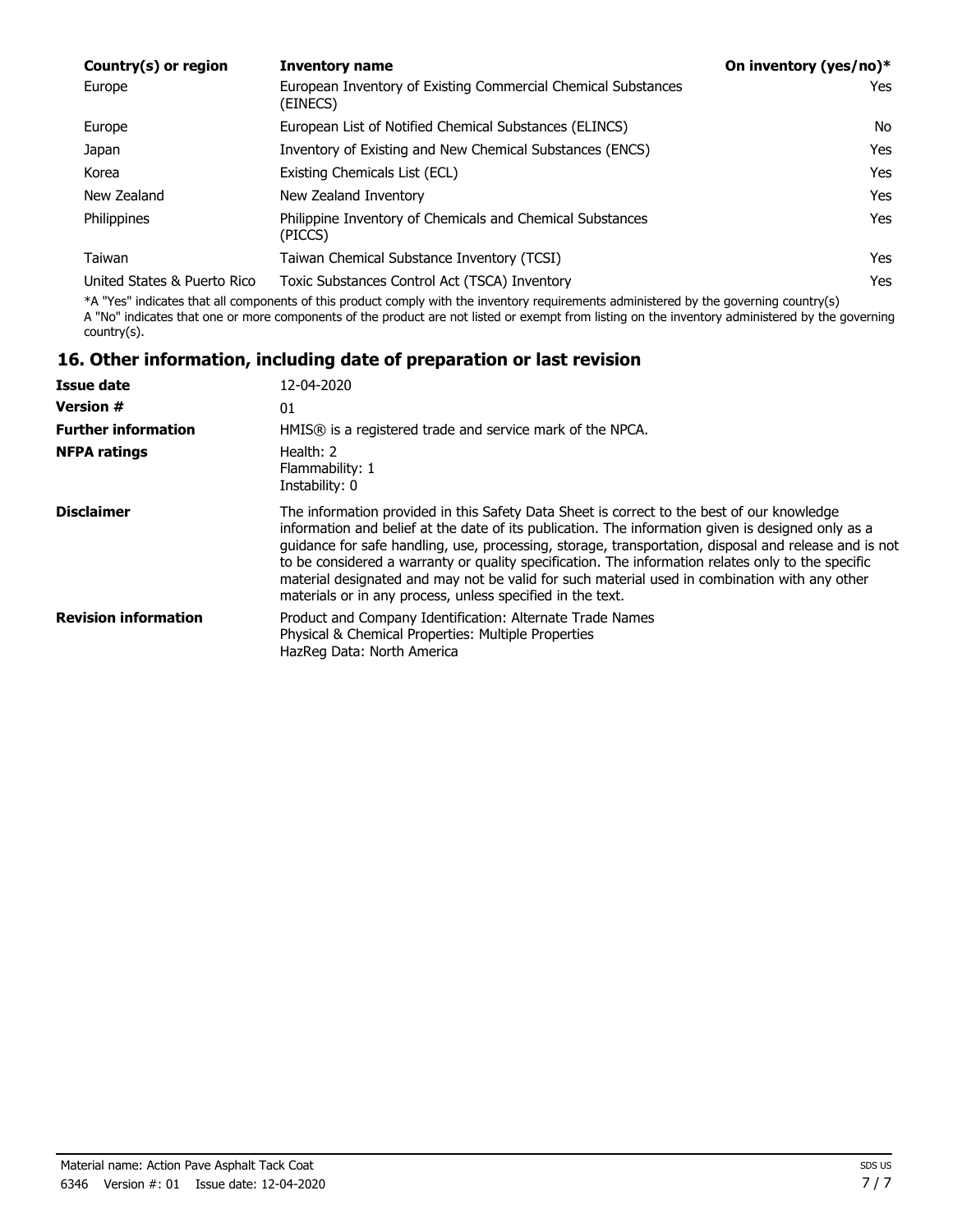| Country(s) or region | Inventory name | On inventory (yes/no)* |
| --- | --- | --- |
| Europe | European Inventory of Existing Commercial Chemical Substances (EINECS) | Yes |
| Europe | European List of Notified Chemical Substances (ELINCS) | No |
| Japan | Inventory of Existing and New Chemical Substances (ENCS) | Yes |
| Korea | Existing Chemicals List (ECL) | Yes |
| New Zealand | New Zealand Inventory | Yes |
| Philippines | Philippine Inventory of Chemicals and Chemical Substances (PICCS) | Yes |
| Taiwan | Taiwan Chemical Substance Inventory (TCSI) | Yes |
| United States & Puerto Rico | Toxic Substances Control Act (TSCA) Inventory | Yes |

*A "Yes" indicates that all components of this product comply with the inventory requirements administered by the governing country(s)
A "No" indicates that one or more components of the product are not listed or exempt from listing on the inventory administered by the governing country(s).

## 16. Other information, including date of preparation or last revision

**Issue date** 12-04-2020

**Version #** 01

**Further information** HMIS® is a registered trade and service mark of the NPCA.

**NFPA ratings**
Health: 2
Flammability: 1
Instability: 0

**Disclaimer** The information provided in this Safety Data Sheet is correct to the best of our knowledge information and belief at the date of its publication. The information given is designed only as a guidance for safe handling, use, processing, storage, transportation, disposal and release and is not to be considered a warranty or quality specification. The information relates only to the specific material designated and may not be valid for such material used in combination with any other materials or in any process, unless specified in the text.

**Revision information**
Product and Company Identification: Alternate Trade Names
Physical & Chemical Properties: Multiple Properties
HazReg Data: North America